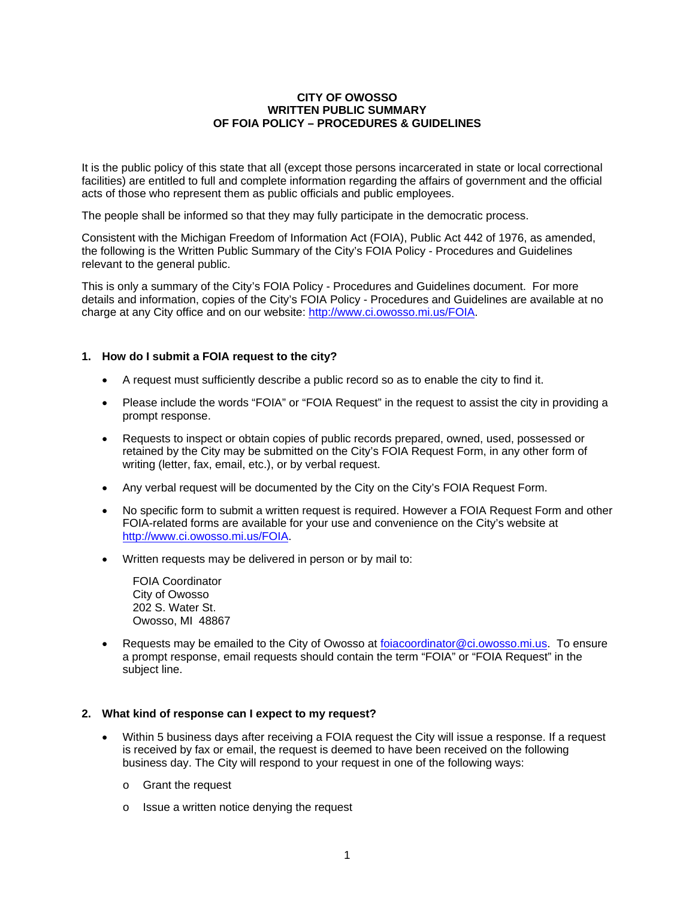# CITY OF OWOSSO
# WRITTEN PUBLIC SUMMARY
# OF FOIA POLICY – PROCEDURES & GUIDELINES

It is the public policy of this state that all (except those persons incarcerated in state or local correctional facilities) are entitled to full and complete information regarding the affairs of government and the official acts of those who represent them as public officials and public employees.

The people shall be informed so that they may fully participate in the democratic process.

Consistent with the Michigan Freedom of Information Act (FOIA), Public Act 442 of 1976, as amended, the following is the Written Public Summary of the City's FOIA Policy - Procedures and Guidelines relevant to the general public.

This is only a summary of the City's FOIA Policy - Procedures and Guidelines document. For more details and information, copies of the City's FOIA Policy - Procedures and Guidelines are available at no charge at any City office and on our website: http://www.ci.owosso.mi.us/FOIA.

## 1. How do I submit a FOIA request to the city?

- A request must sufficiently describe a public record so as to enable the city to find it.
- Please include the words "FOIA" or "FOIA Request" in the request to assist the city in providing a prompt response.
- Requests to inspect or obtain copies of public records prepared, owned, used, possessed or retained by the City may be submitted on the City's FOIA Request Form, in any other form of writing (letter, fax, email, etc.), or by verbal request.
- Any verbal request will be documented by the City on the City's FOIA Request Form.
- No specific form to submit a written request is required. However a FOIA Request Form and other FOIA-related forms are available for your use and convenience on the City's website at http://www.ci.owosso.mi.us/FOIA.
- Written requests may be delivered in person or by mail to:

  FOIA Coordinator
  City of Owosso
  202 S. Water St.
  Owosso, MI 48867

- Requests may be emailed to the City of Owosso at foiacoordinator@ci.owosso.mi.us. To ensure a prompt response, email requests should contain the term "FOIA" or "FOIA Request" in the subject line.

## 2. What kind of response can I expect to my request?

- Within 5 business days after receiving a FOIA request the City will issue a response. If a request is received by fax or email, the request is deemed to have been received on the following business day. The City will respond to your request in one of the following ways:
  - Grant the request
  - Issue a written notice denying the request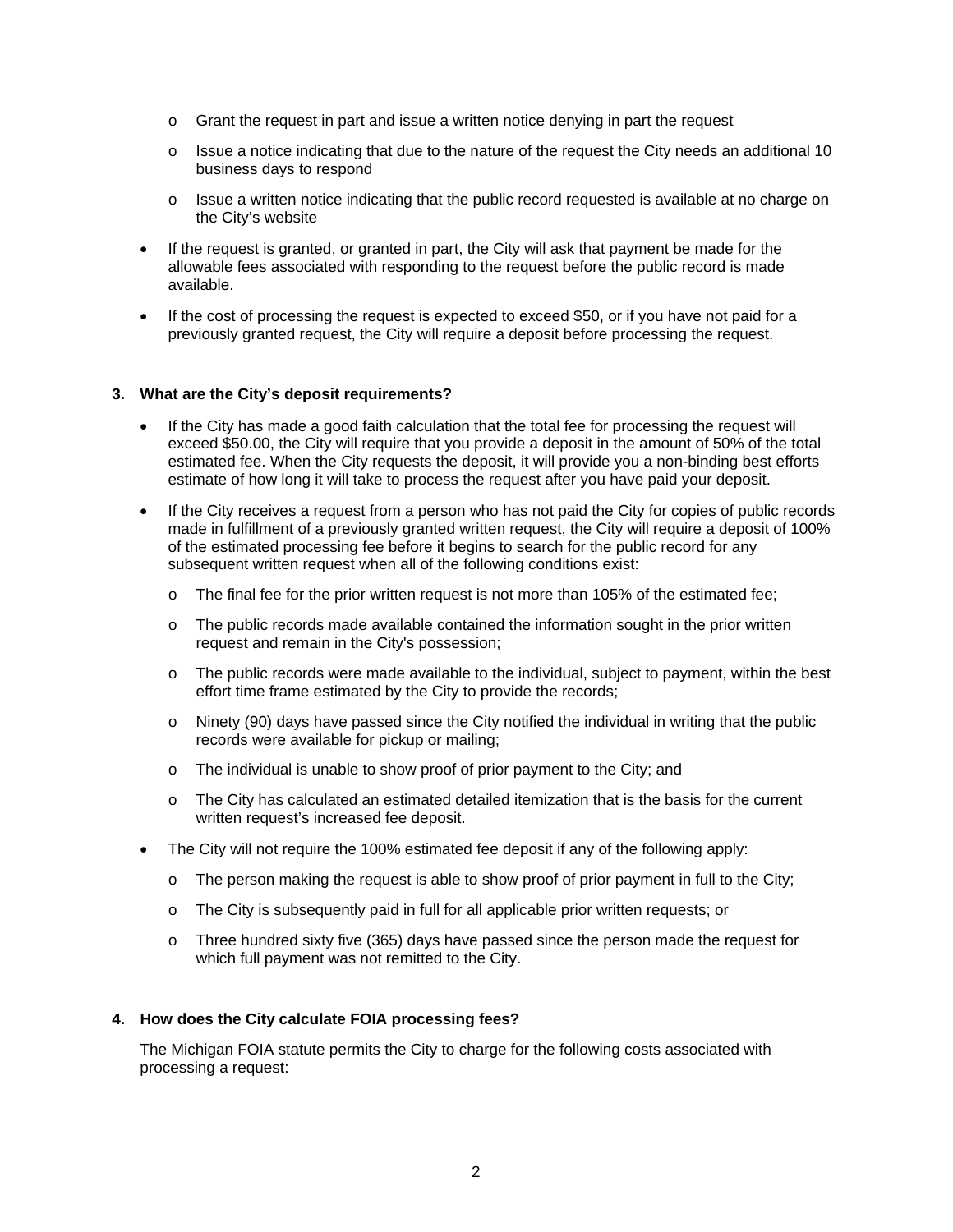- Grant the request in part and issue a written notice denying in part the request
  - Issue a notice indicating that due to the nature of the request the City needs an additional 10 business days to respond
  - Issue a written notice indicating that the public record requested is available at no charge on the City's website

- If the request is granted, or granted in part, the City will ask that payment be made for the allowable fees associated with responding to the request before the public record is made available.

- If the cost of processing the request is expected to exceed $50, or if you have not paid for a previously granted request, the City will require a deposit before processing the request.

**3. What are the City's deposit requirements?**

- If the City has made a good faith calculation that the total fee for processing the request will exceed $50.00, the City will require that you provide a deposit in the amount of 50% of the total estimated fee. When the City requests the deposit, it will provide you a non-binding best efforts estimate of how long it will take to process the request after you have paid your deposit.

- If the City receives a request from a person who has not paid the City for copies of public records made in fulfillment of a previously granted written request, the City will require a deposit of 100% of the estimated processing fee before it begins to search for the public record for any subsequent written request when all of the following conditions exist:
  - The final fee for the prior written request is not more than 105% of the estimated fee;
  - The public records made available contained the information sought in the prior written request and remain in the City's possession;
  - The public records were made available to the individual, subject to payment, within the best effort time frame estimated by the City to provide the records;
  - Ninety (90) days have passed since the City notified the individual in writing that the public records were available for pickup or mailing;
  - The individual is unable to show proof of prior payment to the City; and
  - The City has calculated an estimated detailed itemization that is the basis for the current written request's increased fee deposit.

- The City will not require the 100% estimated fee deposit if any of the following apply:
  - The person making the request is able to show proof of prior payment in full to the City;
  - The City is subsequently paid in full for all applicable prior written requests; or
  - Three hundred sixty five (365) days have passed since the person made the request for which full payment was not remitted to the City.

**4. How does the City calculate FOIA processing fees?**

The Michigan FOIA statute permits the City to charge for the following costs associated with processing a request: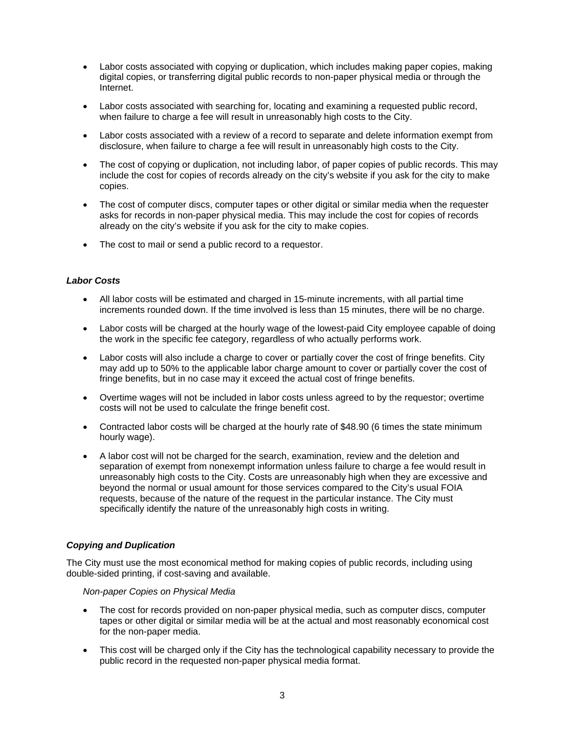- Labor costs associated with copying or duplication, which includes making paper copies, making digital copies, or transferring digital public records to non-paper physical media or through the Internet.
- Labor costs associated with searching for, locating and examining a requested public record, when failure to charge a fee will result in unreasonably high costs to the City.
- Labor costs associated with a review of a record to separate and delete information exempt from disclosure, when failure to charge a fee will result in unreasonably high costs to the City.
- The cost of copying or duplication, not including labor, of paper copies of public records. This may include the cost for copies of records already on the city's website if you ask for the city to make copies.
- The cost of computer discs, computer tapes or other digital or similar media when the requester asks for records in non-paper physical media. This may include the cost for copies of records already on the city's website if you ask for the city to make copies.
- The cost to mail or send a public record to a requestor.

### *Labor Costs*

- All labor costs will be estimated and charged in 15-minute increments, with all partial time increments rounded down. If the time involved is less than 15 minutes, there will be no charge.
- Labor costs will be charged at the hourly wage of the lowest-paid City employee capable of doing the work in the specific fee category, regardless of who actually performs work.
- Labor costs will also include a charge to cover or partially cover the cost of fringe benefits. City may add up to 50% to the applicable labor charge amount to cover or partially cover the cost of fringe benefits, but in no case may it exceed the actual cost of fringe benefits.
- Overtime wages will not be included in labor costs unless agreed to by the requestor; overtime costs will not be used to calculate the fringe benefit cost.
- Contracted labor costs will be charged at the hourly rate of $48.90 (6 times the state minimum hourly wage).
- A labor cost will not be charged for the search, examination, review and the deletion and separation of exempt from nonexempt information unless failure to charge a fee would result in unreasonably high costs to the City. Costs are unreasonably high when they are excessive and beyond the normal or usual amount for those services compared to the City's usual FOIA requests, because of the nature of the request in the particular instance. The City must specifically identify the nature of the unreasonably high costs in writing.

### *Copying and Duplication*

The City must use the most economical method for making copies of public records, including using double-sided printing, if cost-saving and available.

*Non-paper Copies on Physical Media*

- The cost for records provided on non-paper physical media, such as computer discs, computer tapes or other digital or similar media will be at the actual and most reasonably economical cost for the non-paper media.
- This cost will be charged only if the City has the technological capability necessary to provide the public record in the requested non-paper physical media format.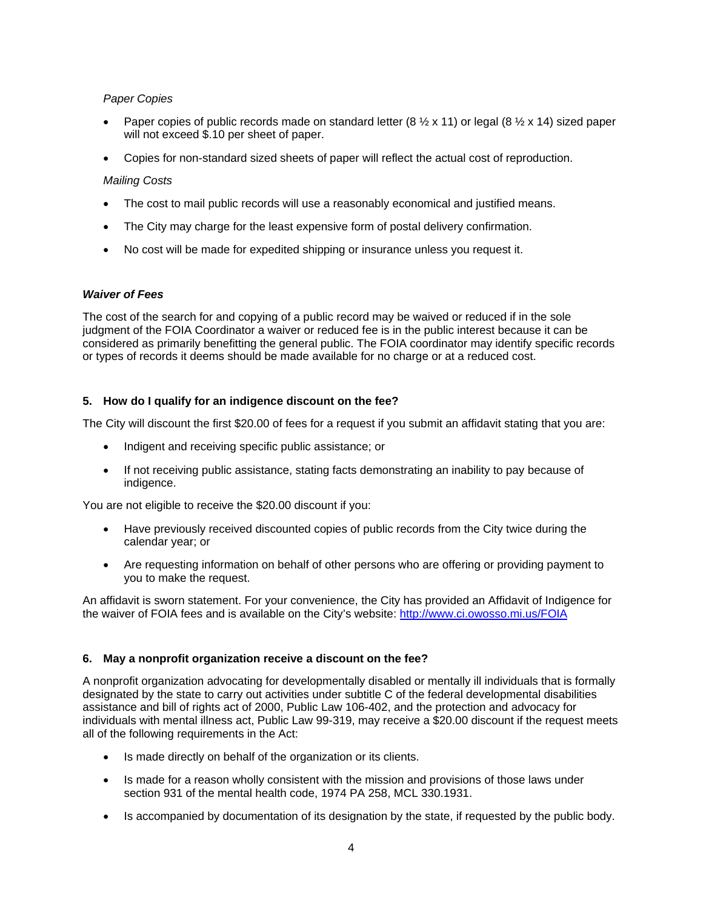*Paper Copies*

- Paper copies of public records made on standard letter (8 ½ x 11) or legal (8 ½ x 14) sized paper will not exceed $.10 per sheet of paper.
- Copies for non-standard sized sheets of paper will reflect the actual cost of reproduction.

*Mailing Costs*

- The cost to mail public records will use a reasonably economical and justified means.
- The City may charge for the least expensive form of postal delivery confirmation.
- No cost will be made for expedited shipping or insurance unless you request it.

***Waiver of Fees***

The cost of the search for and copying of a public record may be waived or reduced if in the sole judgment of the FOIA Coordinator a waiver or reduced fee is in the public interest because it can be considered as primarily benefitting the general public. The FOIA coordinator may identify specific records or types of records it deems should be made available for no charge or at a reduced cost.

**5. How do I qualify for an indigence discount on the fee?**

The City will discount the first $20.00 of fees for a request if you submit an affidavit stating that you are:

- Indigent and receiving specific public assistance; or
- If not receiving public assistance, stating facts demonstrating an inability to pay because of indigence.

You are not eligible to receive the $20.00 discount if you:

- Have previously received discounted copies of public records from the City twice during the calendar year; or
- Are requesting information on behalf of other persons who are offering or providing payment to you to make the request.

An affidavit is sworn statement. For your convenience, the City has provided an Affidavit of Indigence for the waiver of FOIA fees and is available on the City's website: [http://www.ci.owosso.mi.us/FOIA](http://www.ci.owosso.mi.us/FOIA)

**6. May a nonprofit organization receive a discount on the fee?**

A nonprofit organization advocating for developmentally disabled or mentally ill individuals that is formally designated by the state to carry out activities under subtitle C of the federal developmental disabilities assistance and bill of rights act of 2000, Public Law 106-402, and the protection and advocacy for individuals with mental illness act, Public Law 99-319, may receive a $20.00 discount if the request meets all of the following requirements in the Act:

- Is made directly on behalf of the organization or its clients.
- Is made for a reason wholly consistent with the mission and provisions of those laws under section 931 of the mental health code, 1974 PA 258, MCL 330.1931.
- Is accompanied by documentation of its designation by the state, if requested by the public body.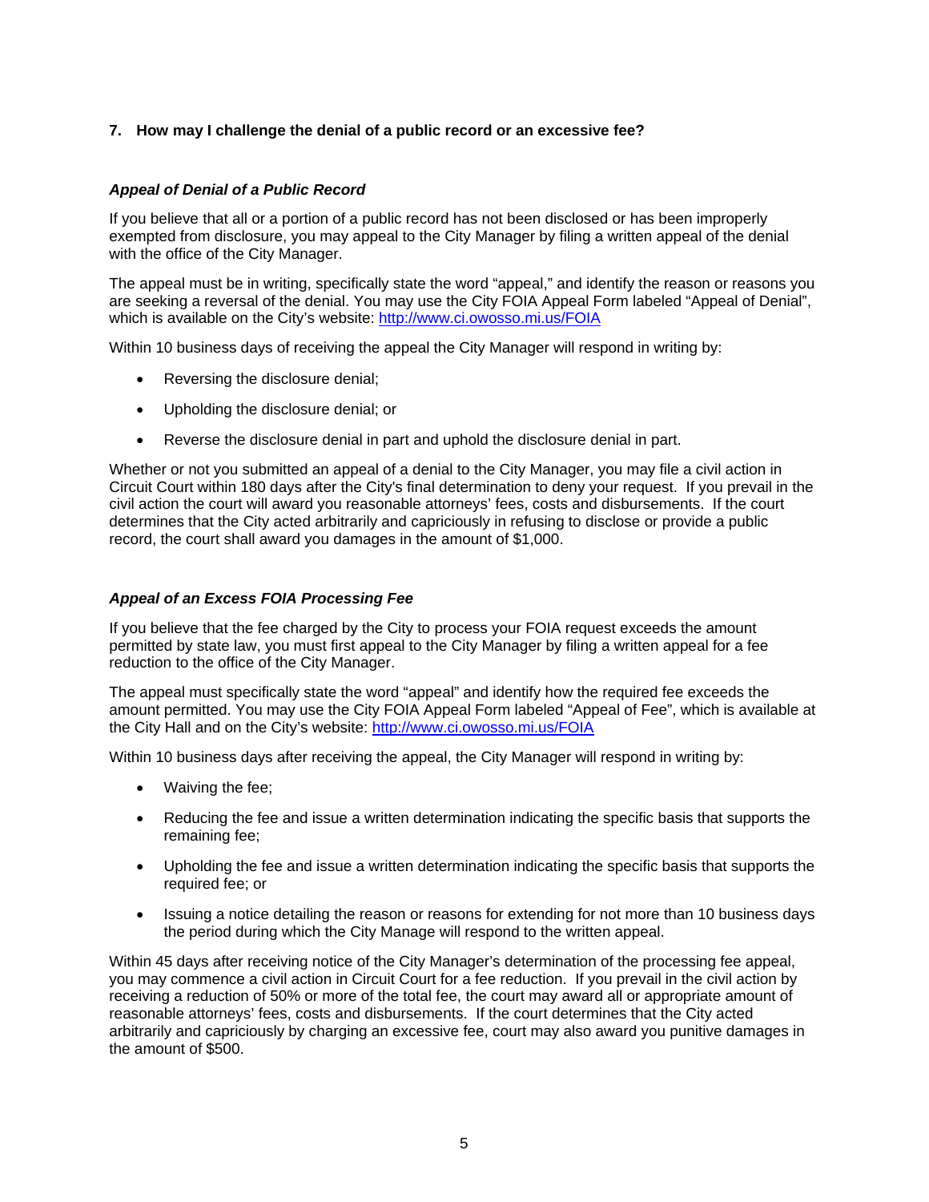### 7. How may I challenge the denial of a public record or an excessive fee?

***Appeal of Denial of a Public Record***

If you believe that all or a portion of a public record has not been disclosed or has been improperly exempted from disclosure, you may appeal to the City Manager by filing a written appeal of the denial with the office of the City Manager.

The appeal must be in writing, specifically state the word "appeal," and identify the reason or reasons you are seeking a reversal of the denial. You may use the City FOIA Appeal Form labeled "Appeal of Denial", which is available on the City's website: [http://www.ci.owosso.mi.us/FOIA](http://www.ci.owosso.mi.us/FOIA)

Within 10 business days of receiving the appeal the City Manager will respond in writing by:

- Reversing the disclosure denial;
- Upholding the disclosure denial; or
- Reverse the disclosure denial in part and uphold the disclosure denial in part.

Whether or not you submitted an appeal of a denial to the City Manager, you may file a civil action in Circuit Court within 180 days after the City's final determination to deny your request. If you prevail in the civil action the court will award you reasonable attorneys' fees, costs and disbursements. If the court determines that the City acted arbitrarily and capriciously in refusing to disclose or provide a public record, the court shall award you damages in the amount of $1,000.

***Appeal of an Excess FOIA Processing Fee***

If you believe that the fee charged by the City to process your FOIA request exceeds the amount permitted by state law, you must first appeal to the City Manager by filing a written appeal for a fee reduction to the office of the City Manager.

The appeal must specifically state the word "appeal" and identify how the required fee exceeds the amount permitted. You may use the City FOIA Appeal Form labeled "Appeal of Fee", which is available at the City Hall and on the City's website: [http://www.ci.owosso.mi.us/FOIA](http://www.ci.owosso.mi.us/FOIA)

Within 10 business days after receiving the appeal, the City Manager will respond in writing by:

- Waiving the fee;
- Reducing the fee and issue a written determination indicating the specific basis that supports the remaining fee;
- Upholding the fee and issue a written determination indicating the specific basis that supports the required fee; or
- Issuing a notice detailing the reason or reasons for extending for not more than 10 business days the period during which the City Manage will respond to the written appeal.

Within 45 days after receiving notice of the City Manager's determination of the processing fee appeal, you may commence a civil action in Circuit Court for a fee reduction. If you prevail in the civil action by receiving a reduction of 50% or more of the total fee, the court may award all or appropriate amount of reasonable attorneys' fees, costs and disbursements. If the court determines that the City acted arbitrarily and capriciously by charging an excessive fee, court may also award you punitive damages in the amount of $500.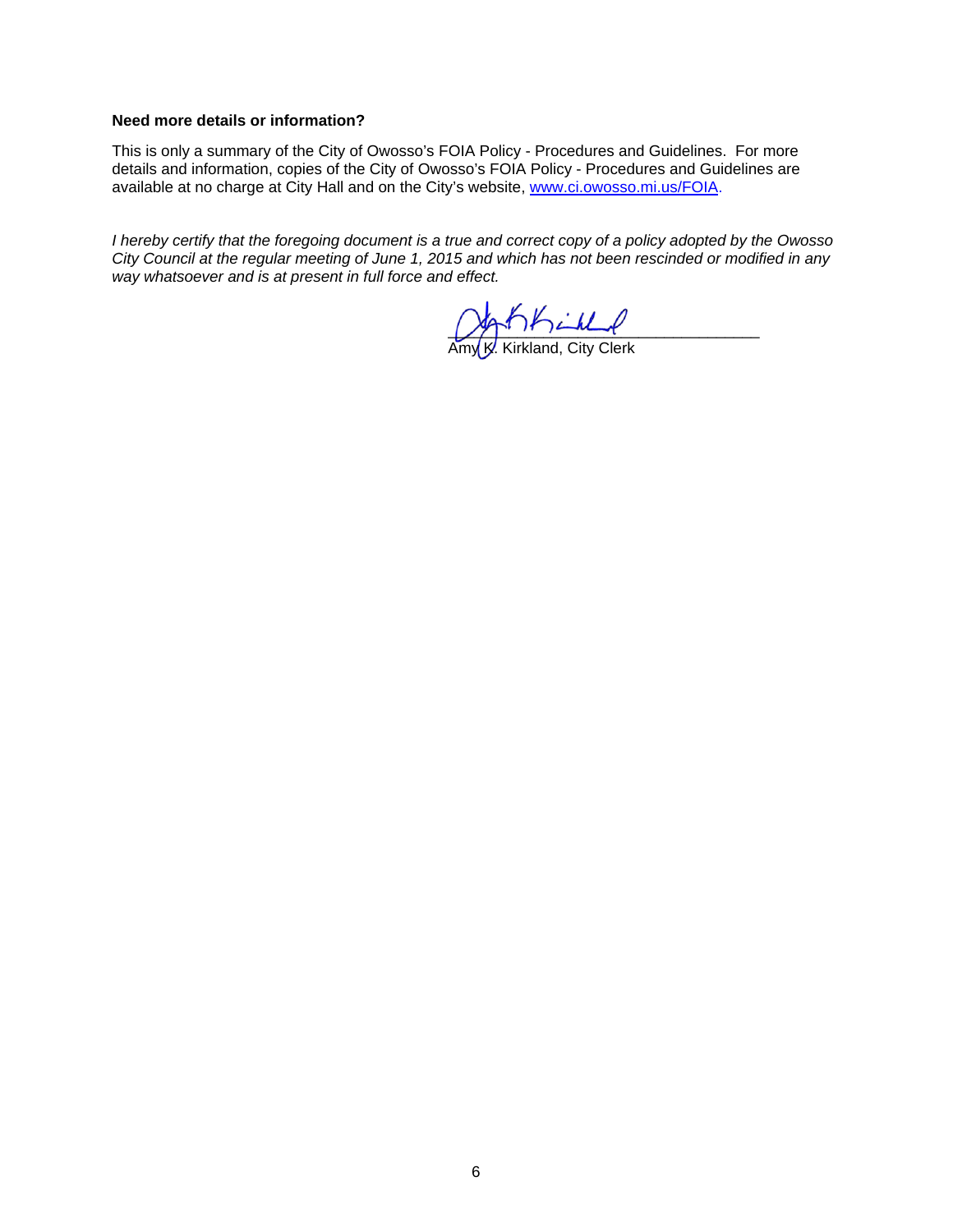**Need more details or information?**

This is only a summary of the City of Owosso's FOIA Policy - Procedures and Guidelines. For more details and information, copies of the City of Owosso's FOIA Policy - Procedures and Guidelines are available at no charge at City Hall and on the City's website, [www.ci.owosso.mi.us/FOIA](http://www.ci.owosso.mi.us/FOIA).

*I hereby certify that the foregoing document is a true and correct copy of a policy adopted by the Owosso City Council at the regular meeting of June 1, 2015 and which has not been rescinded or modified in any way whatsoever and is at present in full force and effect.*

_______________________________

Amy K. Kirkland, City Clerk